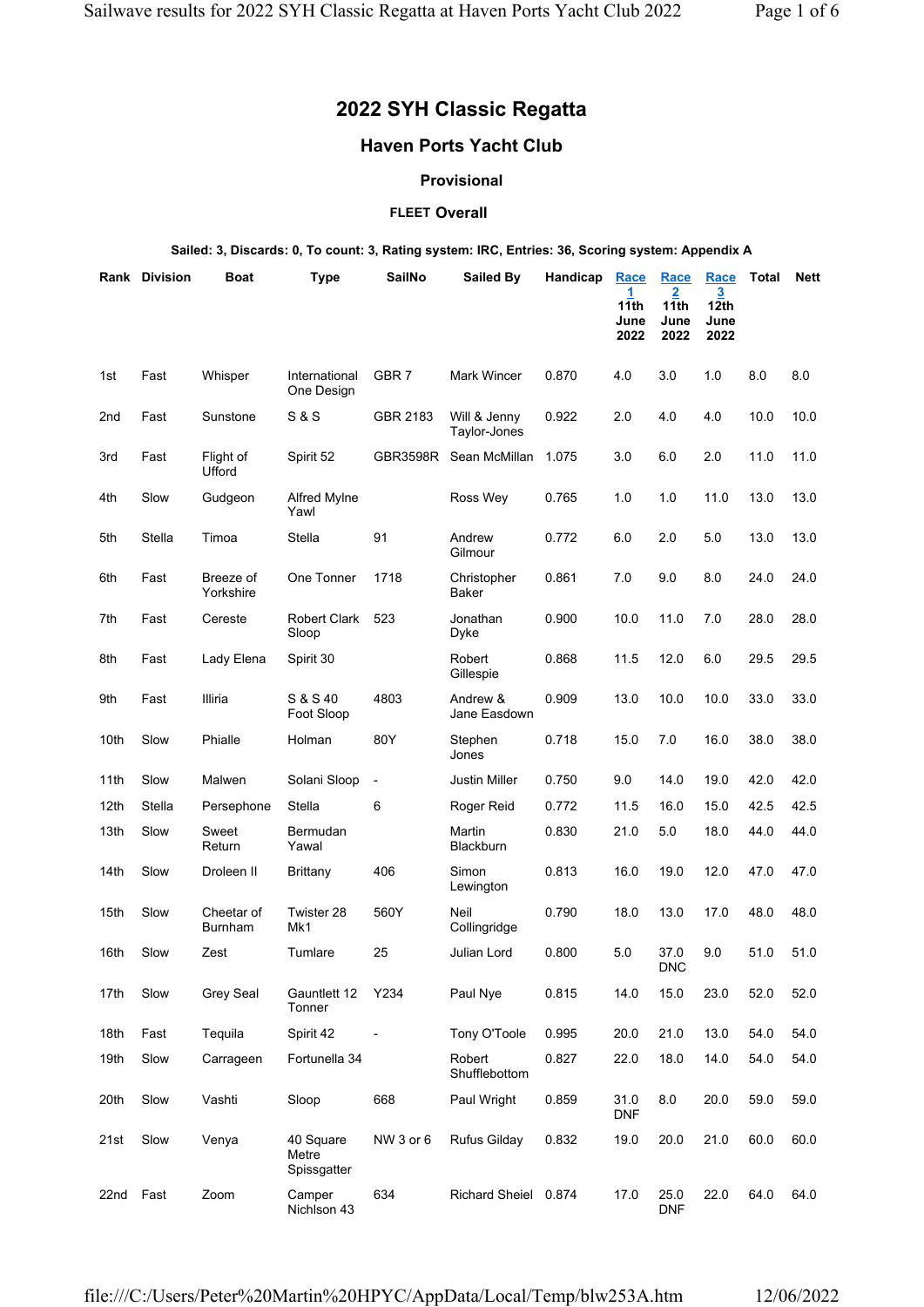# 2022 SYH Classic Regatta

## Haven Ports Yacht Club

### Provisional

#### FLEET Overall

**Sailed: 3, Discards: 0, To count: 3, Rating system: IRC, Entries: 36, Scoring system: Appendix A**

| Rank | Division | Boat | Type | SailNo | Sailed By | Handicap | Race 1 11th June 2022 | Race 2 11th June 2022 | Race 3 12th June 2022 | Total | Nett |
|---|---|---|---|---|---|---|---|---|---|---|---|
| 1st | Fast | Whisper | International One Design | GBR 7 | Mark Wincer | 0.870 | 4.0 | 3.0 | 1.0 | 8.0 | 8.0 |
| 2nd | Fast | Sunstone | S & S | GBR 2183 | Will & Jenny Taylor-Jones | 0.922 | 2.0 | 4.0 | 4.0 | 10.0 | 10.0 |
| 3rd | Fast | Flight of Ufford | Spirit 52 | GBR3598R | Sean McMillan | 1.075 | 3.0 | 6.0 | 2.0 | 11.0 | 11.0 |
| 4th | Slow | Gudgeon | Alfred Mylne Yawl | | Ross Wey | 0.765 | 1.0 | 1.0 | 11.0 | 13.0 | 13.0 |
| 5th | Stella | Timoa | Stella | 91 | Andrew Gilmour | 0.772 | 6.0 | 2.0 | 5.0 | 13.0 | 13.0 |
| 6th | Fast | Breeze of Yorkshire | One Tonner | 1718 | Christopher Baker | 0.861 | 7.0 | 9.0 | 8.0 | 24.0 | 24.0 |
| 7th | Fast | Cereste | Robert Clark Sloop | 523 | Jonathan Dyke | 0.900 | 10.0 | 11.0 | 7.0 | 28.0 | 28.0 |
| 8th | Fast | Lady Elena | Spirit 30 | | Robert Gillespie | 0.868 | 11.5 | 12.0 | 6.0 | 29.5 | 29.5 |
| 9th | Fast | Illiria | S & S 40 Foot Sloop | 4803 | Andrew & Jane Easdown | 0.909 | 13.0 | 10.0 | 10.0 | 33.0 | 33.0 |
| 10th | Slow | Phialle | Holman | 80Y | Stephen Jones | 0.718 | 15.0 | 7.0 | 16.0 | 38.0 | 38.0 |
| 11th | Slow | Malwen | Solani Sloop | - | Justin Miller | 0.750 | 9.0 | 14.0 | 19.0 | 42.0 | 42.0 |
| 12th | Stella | Persephone | Stella | 6 | Roger Reid | 0.772 | 11.5 | 16.0 | 15.0 | 42.5 | 42.5 |
| 13th | Slow | Sweet Return | Bermudan Yawal | | Martin Blackburn | 0.830 | 21.0 | 5.0 | 18.0 | 44.0 | 44.0 |
| 14th | Slow | Droleen II | Brittany | 406 | Simon Lewington | 0.813 | 16.0 | 19.0 | 12.0 | 47.0 | 47.0 |
| 15th | Slow | Cheetar of Burnham | Twister 28 Mk1 | 560Y | Neil Collingridge | 0.790 | 18.0 | 13.0 | 17.0 | 48.0 | 48.0 |
| 16th | Slow | Zest | Tumlare | 25 | Julian Lord | 0.800 | 5.0 | 37.0 DNC | 9.0 | 51.0 | 51.0 |
| 17th | Slow | Grey Seal | Gauntlett 12 Tonner | Y234 | Paul Nye | 0.815 | 14.0 | 15.0 | 23.0 | 52.0 | 52.0 |
| 18th | Fast | Tequila | Spirit 42 | - | Tony O'Toole | 0.995 | 20.0 | 21.0 | 13.0 | 54.0 | 54.0 |
| 19th | Slow | Carrageen | Fortunella 34 | | Robert Shufflebottom | 0.827 | 22.0 | 18.0 | 14.0 | 54.0 | 54.0 |
| 20th | Slow | Vashti | Sloop | 668 | Paul Wright | 0.859 | 31.0 DNF | 8.0 | 20.0 | 59.0 | 59.0 |
| 21st | Slow | Venya | 40 Square Metre Spissgatter | NW 3 or 6 | Rufus Gilday | 0.832 | 19.0 | 20.0 | 21.0 | 60.0 | 60.0 |
| 22nd | Fast | Zoom | Camper Nichlson 43 | 634 | Richard Sheiel | 0.874 | 17.0 | 25.0 DNF | 22.0 | 64.0 | 64.0 |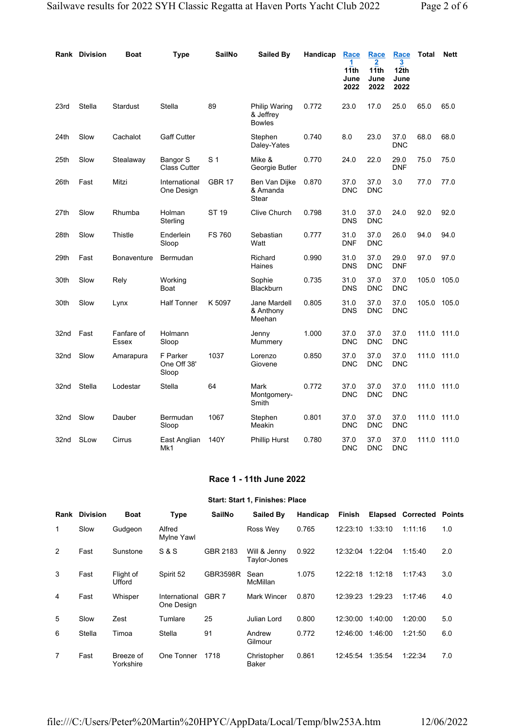| Rank | Division | Boat | Type | SailNo | Sailed By | Handicap | Race 1 11th June 2022 | Race 2 11th June 2022 | Race 3 12th June 2022 | Total | Nett |
|---|---|---|---|---|---|---|---|---|---|---|---|
| 23rd | Stella | Stardust | Stella | 89 | Philip Waring & Jeffrey Bowles | 0.772 | 23.0 | 17.0 | 25.0 | 65.0 | 65.0 |
| 24th | Slow | Cachalot | Gaff Cutter | | Stephen Daley-Yates | 0.740 | 8.0 | 23.0 | 37.0 DNC | 68.0 | 68.0 |
| 25th | Slow | Stealaway | Bangor S Class Cutter | S 1 | Mike & Georgie Butler | 0.770 | 24.0 | 22.0 | 29.0 DNF | 75.0 | 75.0 |
| 26th | Fast | Mitzi | International One Design | GBR 17 | Ben Van Dijke & Amanda Stear | 0.870 | 37.0 DNC | 37.0 DNC | 3.0 | 77.0 | 77.0 |
| 27th | Slow | Rhumba | Holman Sterling | ST 19 | Clive Church | 0.798 | 31.0 DNS | 37.0 DNC | 24.0 | 92.0 | 92.0 |
| 28th | Slow | Thistle | Enderlein Sloop | FS 760 | Sebastian Watt | 0.777 | 31.0 DNF | 37.0 DNC | 26.0 | 94.0 | 94.0 |
| 29th | Fast | Bonaventure | Bermudan | | Richard Haines | 0.990 | 31.0 DNS | 37.0 DNC | 29.0 DNF | 97.0 | 97.0 |
| 30th | Slow | Rely | Working Boat | | Sophie Blackburn | 0.735 | 31.0 DNS | 37.0 DNC | 37.0 DNC | 105.0 | 105.0 |
| 30th | Slow | Lynx | Half Tonner | K 5097 | Jane Mardell & Anthony Meehan | 0.805 | 31.0 DNS | 37.0 DNC | 37.0 DNC | 105.0 | 105.0 |
| 32nd | Fast | Fanfare of Essex | Holmann Sloop | | Jenny Mummery | 1.000 | 37.0 DNC | 37.0 DNC | 37.0 DNC | 111.0 | 111.0 |
| 32nd | Slow | Amarapura | F Parker One Off 38' Sloop | 1037 | Lorenzo Giovene | 0.850 | 37.0 DNC | 37.0 DNC | 37.0 DNC | 111.0 | 111.0 |
| 32nd | Stella | Lodestar | Stella | 64 | Mark Montgomery-Smith | 0.772 | 37.0 DNC | 37.0 DNC | 37.0 DNC | 111.0 | 111.0 |
| 32nd | Slow | Dauber | Bermudan Sloop | 1067 | Stephen Meakin | 0.801 | 37.0 DNC | 37.0 DNC | 37.0 DNC | 111.0 | 111.0 |
| 32nd | SLow | Cirrus | East Anglian Mk1 | 140Y | Phillip Hurst | 0.780 | 37.0 DNC | 37.0 DNC | 37.0 DNC | 111.0 | 111.0 |

### Race 1 - 11th June 2022

**Start: Start 1, Finishes: Place**

| Rank | Division | Boat | Type | SailNo | Sailed By | Handicap | Finish | Elapsed | Corrected | Points |
|---|---|---|---|---|---|---|---|---|---|---|
| 1 | Slow | Gudgeon | Alfred Mylne Yawl | | Ross Wey | 0.765 | 12:23:10 | 1:33:10 | 1:11:16 | 1.0 |
| 2 | Fast | Sunstone | S & S | GBR 2183 | Will & Jenny Taylor-Jones | 0.922 | 12:32:04 | 1:22:04 | 1:15:40 | 2.0 |
| 3 | Fast | Flight of Ufford | Spirit 52 | GBR3598R | Sean McMillan | 1.075 | 12:22:18 | 1:12:18 | 1:17:43 | 3.0 |
| 4 | Fast | Whisper | International One Design | GBR 7 | Mark Wincer | 0.870 | 12:39:23 | 1:29:23 | 1:17:46 | 4.0 |
| 5 | Slow | Zest | Tumlare | 25 | Julian Lord | 0.800 | 12:30:00 | 1:40:00 | 1:20:00 | 5.0 |
| 6 | Stella | Timoa | Stella | 91 | Andrew Gilmour | 0.772 | 12:46:00 | 1:46:00 | 1:21:50 | 6.0 |
| 7 | Fast | Breeze of Yorkshire | One Tonner | 1718 | Christopher Baker | 0.861 | 12:45:54 | 1:35:54 | 1:22:34 | 7.0 |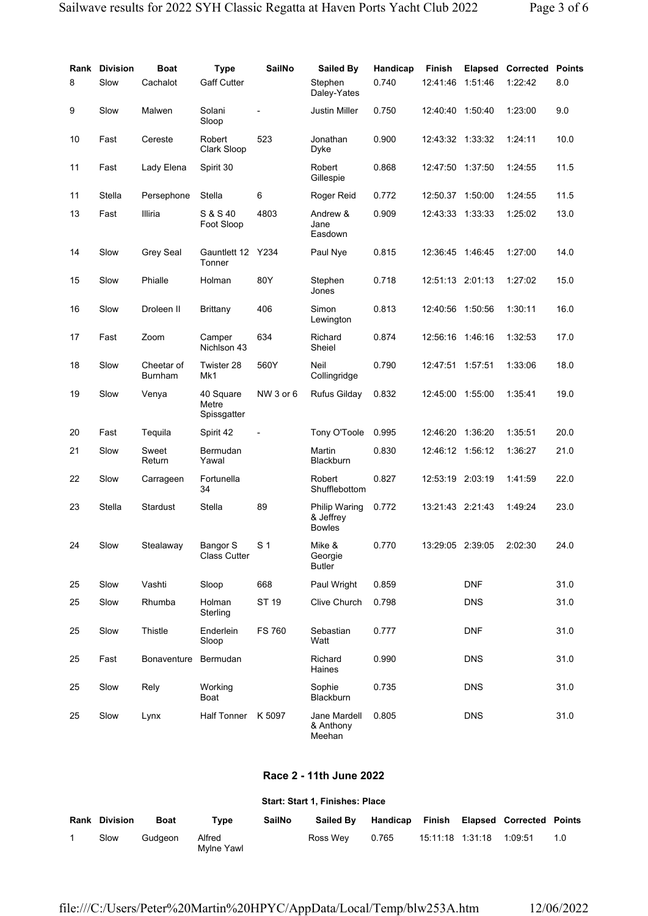| Rank | Division | Boat | Type | SailNo | Sailed By | Handicap | Finish | Elapsed | Corrected | Points |
|---|---|---|---|---|---|---|---|---|---|---|
| 8 | Slow | Cachalot | Gaff Cutter | | Stephen Daley-Yates | 0.740 | 12:41:46 | 1:51:46 | 1:22:42 | 8.0 |
| 9 | Slow | Malwen | Solani Sloop | - | Justin Miller | 0.750 | 12:40:40 | 1:50:40 | 1:23:00 | 9.0 |
| 10 | Fast | Cereste | Robert Clark Sloop | 523 | Jonathan Dyke | 0.900 | 12:43:32 | 1:33:32 | 1:24:11 | 10.0 |
| 11 | Fast | Lady Elena | Spirit 30 | | Robert Gillespie | 0.868 | 12:47:50 | 1:37:50 | 1:24:55 | 11.5 |
| 11 | Stella | Persephone | Stella | 6 | Roger Reid | 0.772 | 12:50.37 | 1:50:00 | 1:24:55 | 11.5 |
| 13 | Fast | Illiria | S & S 40 Foot Sloop | 4803 | Andrew & Jane Easdown | 0.909 | 12:43:33 | 1:33:33 | 1:25:02 | 13.0 |
| 14 | Slow | Grey Seal | Gauntlett 12 Tonner | Y234 | Paul Nye | 0.815 | 12:36:45 | 1:46:45 | 1:27:00 | 14.0 |
| 15 | Slow | Phialle | Holman | 80Y | Stephen Jones | 0.718 | 12:51:13 | 2:01:13 | 1:27:02 | 15.0 |
| 16 | Slow | Droleen II | Brittany | 406 | Simon Lewington | 0.813 | 12:40:56 | 1:50:56 | 1:30:11 | 16.0 |
| 17 | Fast | Zoom | Camper Nichlson 43 | 634 | Richard Sheiel | 0.874 | 12:56:16 | 1:46:16 | 1:32:53 | 17.0 |
| 18 | Slow | Cheetar of Burnham | Twister 28 Mk1 | 560Y | Neil Collingridge | 0.790 | 12:47:51 | 1:57:51 | 1:33:06 | 18.0 |
| 19 | Slow | Venya | 40 Square Metre Spissgatter | NW 3 or 6 | Rufus Gilday | 0.832 | 12:45:00 | 1:55:00 | 1:35:41 | 19.0 |
| 20 | Fast | Tequila | Spirit 42 | - | Tony O'Toole | 0.995 | 12:46:20 | 1:36:20 | 1:35:51 | 20.0 |
| 21 | Slow | Sweet Return | Bermudan Yawal | | Martin Blackburn | 0.830 | 12:46:12 | 1:56:12 | 1:36:27 | 21.0 |
| 22 | Slow | Carrageen | Fortunella 34 | | Robert Shufflebottom | 0.827 | 12:53:19 | 2:03:19 | 1:41:59 | 22.0 |
| 23 | Stella | Stardust | Stella | 89 | Philip Waring & Jeffrey Bowles | 0.772 | 13:21:43 | 2:21:43 | 1:49:24 | 23.0 |
| 24 | Slow | Stealaway | Bangor S Class Cutter | S 1 | Mike & Georgie Butler | 0.770 | 13:29:05 | 2:39:05 | 2:02:30 | 24.0 |
| 25 | Slow | Vashti | Sloop | 668 | Paul Wright | 0.859 | | DNF | | 31.0 |
| 25 | Slow | Rhumba | Holman Sterling | ST 19 | Clive Church | 0.798 | | DNS | | 31.0 |
| 25 | Slow | Thistle | Enderlein Sloop | FS 760 | Sebastian Watt | 0.777 | | DNF | | 31.0 |
| 25 | Fast | Bonaventure | Bermudan | | Richard Haines | 0.990 | | DNS | | 31.0 |
| 25 | Slow | Rely | Working Boat | | Sophie Blackburn | 0.735 | | DNS | | 31.0 |
| 25 | Slow | Lynx | Half Tonner | K 5097 | Jane Mardell & Anthony Meehan | 0.805 | | DNS | | 31.0 |

## Race 2 - 11th June 2022

**Start: Start 1, Finishes: Place**

| Rank | Division | Boat | Type | SailNo | Sailed By | Handicap | Finish | Elapsed | Corrected | Points |
|---|---|---|---|---|---|---|---|---|---|---|
| 1 | Slow | Gudgeon | Alfred Mylne Yawl | | Ross Wey | 0.765 | 15:11:18 | 1:31:18 | 1:09:51 | 1.0 |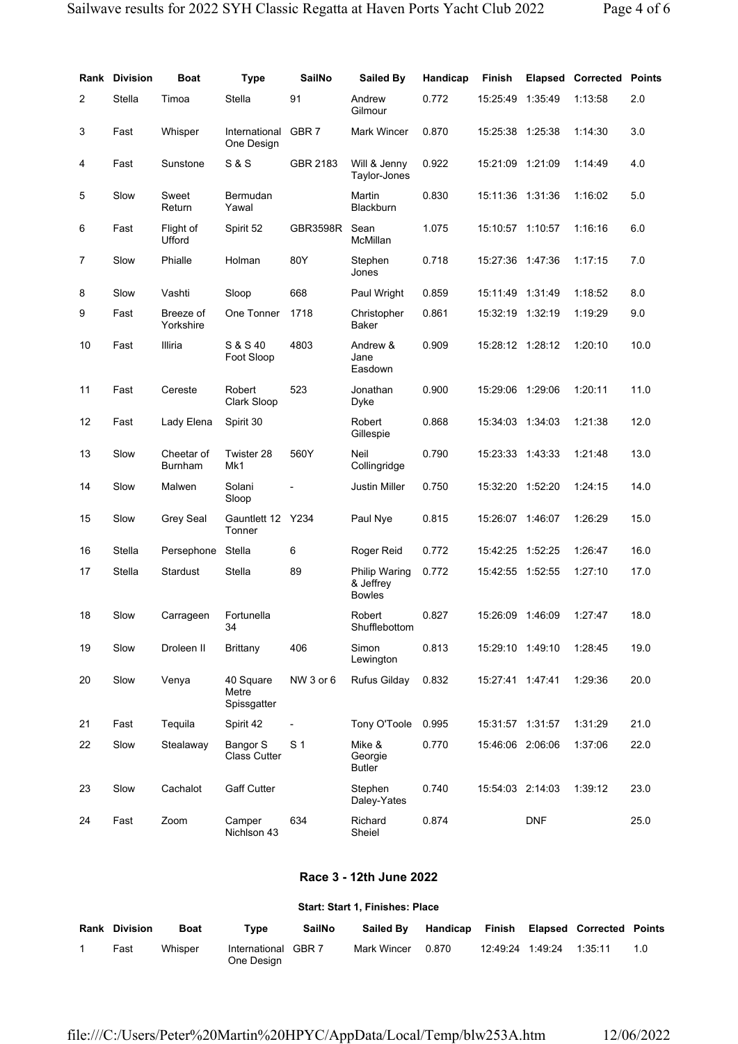| Rank | Division | Boat | Type | SailNo | Sailed By | Handicap | Finish | Elapsed | Corrected | Points |
|---|---|---|---|---|---|---|---|---|---|---|
| 2 | Stella | Timoa | Stella | 91 | Andrew Gilmour | 0.772 | 15:25:49 | 1:35:49 | 1:13:58 | 2.0 |
| 3 | Fast | Whisper | International One Design | GBR 7 | Mark Wincer | 0.870 | 15:25:38 | 1:25:38 | 1:14:30 | 3.0 |
| 4 | Fast | Sunstone | S & S | GBR 2183 | Will & Jenny Taylor-Jones | 0.922 | 15:21:09 | 1:21:09 | 1:14:49 | 4.0 |
| 5 | Slow | Sweet Return | Bermudan Yawal | | Martin Blackburn | 0.830 | 15:11:36 | 1:31:36 | 1:16:02 | 5.0 |
| 6 | Fast | Flight of Ufford | Spirit 52 | GBR3598R | Sean McMillan | 1.075 | 15:10:57 | 1:10:57 | 1:16:16 | 6.0 |
| 7 | Slow | Phialle | Holman | 80Y | Stephen Jones | 0.718 | 15:27:36 | 1:47:36 | 1:17:15 | 7.0 |
| 8 | Slow | Vashti | Sloop | 668 | Paul Wright | 0.859 | 15:11:49 | 1:31:49 | 1:18:52 | 8.0 |
| 9 | Fast | Breeze of Yorkshire | One Tonner | 1718 | Christopher Baker | 0.861 | 15:32:19 | 1:32:19 | 1:19:29 | 9.0 |
| 10 | Fast | Illiria | S & S 40 Foot Sloop | 4803 | Andrew & Jane Easdown | 0.909 | 15:28:12 | 1:28:12 | 1:20:10 | 10.0 |
| 11 | Fast | Cereste | Robert Clark Sloop | 523 | Jonathan Dyke | 0.900 | 15:29:06 | 1:29:06 | 1:20:11 | 11.0 |
| 12 | Fast | Lady Elena | Spirit 30 | | Robert Gillespie | 0.868 | 15:34:03 | 1:34:03 | 1:21:38 | 12.0 |
| 13 | Slow | Cheetar of Burnham | Twister 28 Mk1 | 560Y | Neil Collingridge | 0.790 | 15:23:33 | 1:43:33 | 1:21:48 | 13.0 |
| 14 | Slow | Malwen | Solani Sloop | - | Justin Miller | 0.750 | 15:32:20 | 1:52:20 | 1:24:15 | 14.0 |
| 15 | Slow | Grey Seal | Gauntlett 12 Tonner | Y234 | Paul Nye | 0.815 | 15:26:07 | 1:46:07 | 1:26:29 | 15.0 |
| 16 | Stella | Persephone | Stella | 6 | Roger Reid | 0.772 | 15:42:25 | 1:52:25 | 1:26:47 | 16.0 |
| 17 | Stella | Stardust | Stella | 89 | Philip Waring & Jeffrey Bowles | 0.772 | 15:42:55 | 1:52:55 | 1:27:10 | 17.0 |
| 18 | Slow | Carrageen | Fortunella 34 | | Robert Shufflebottom | 0.827 | 15:26:09 | 1:46:09 | 1:27:47 | 18.0 |
| 19 | Slow | Droleen II | Brittany | 406 | Simon Lewington | 0.813 | 15:29:10 | 1:49:10 | 1:28:45 | 19.0 |
| 20 | Slow | Venya | 40 Square Metre Spissgatter | NW 3 or 6 | Rufus Gilday | 0.832 | 15:27:41 | 1:47:41 | 1:29:36 | 20.0 |
| 21 | Fast | Tequila | Spirit 42 | - | Tony O'Toole | 0.995 | 15:31:57 | 1:31:57 | 1:31:29 | 21.0 |
| 22 | Slow | Stealaway | Bangor S Class Cutter | S 1 | Mike & Georgie Butler | 0.770 | 15:46:06 | 2:06:06 | 1:37:06 | 22.0 |
| 23 | Slow | Cachalot | Gaff Cutter | | Stephen Daley-Yates | 0.740 | 15:54:03 | 2:14:03 | 1:39:12 | 23.0 |
| 24 | Fast | Zoom | Camper Nichlson 43 | 634 | Richard Sheiel | 0.874 | | DNF | | 25.0 |

## Race 3 - 12th June 2022

### Start: Start 1, Finishes: Place

| Rank | Division | Boat | Type | SailNo | Sailed By | Handicap | Finish | Elapsed | Corrected | Points |
|---|---|---|---|---|---|---|---|---|---|---|
| 1 | Fast | Whisper | International One Design | GBR 7 | Mark Wincer | 0.870 | 12:49:24 | 1:49:24 | 1:35:11 | 1.0 |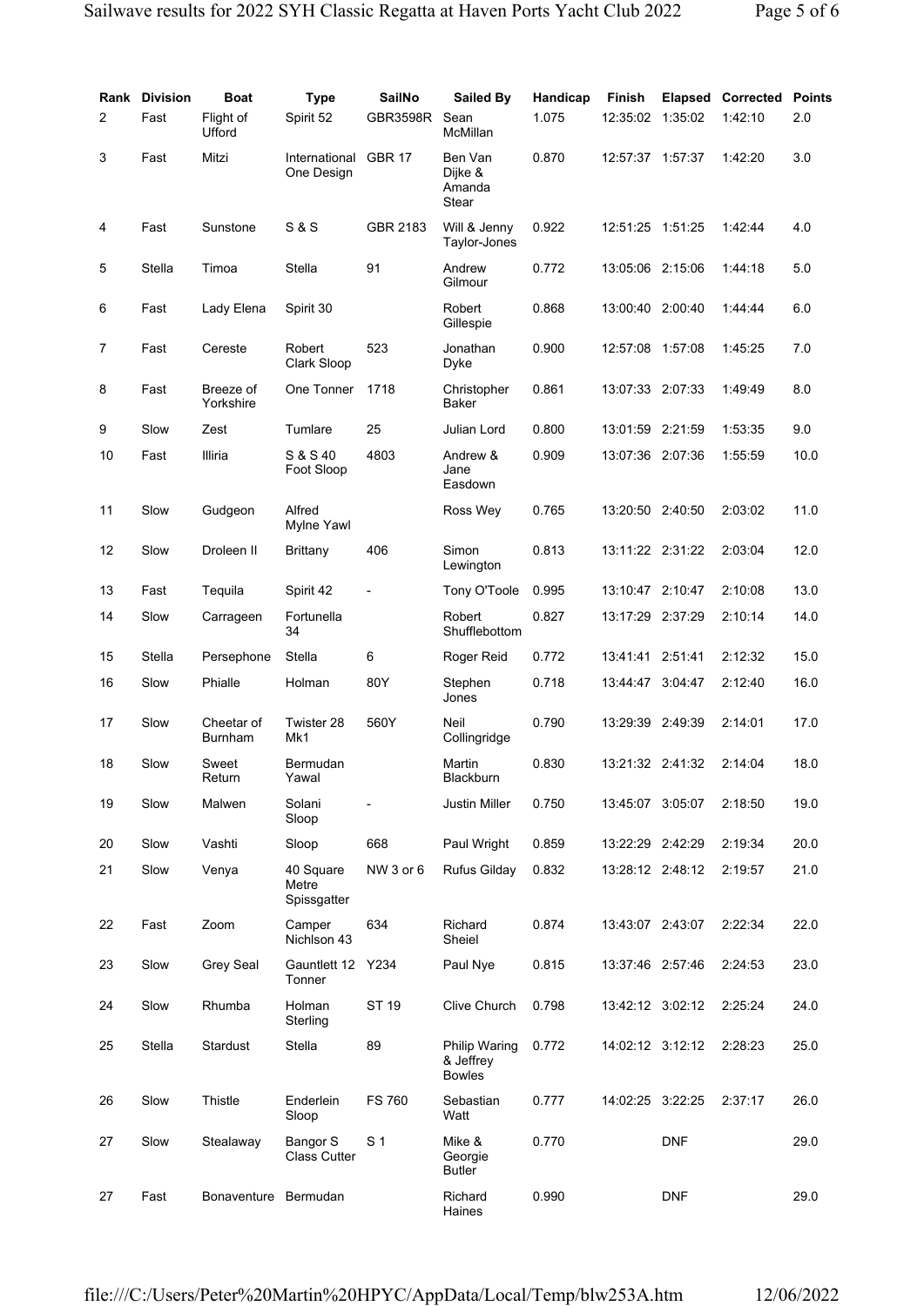| Rank | Division | Boat | Type | SailNo | Sailed By | Handicap | Finish | Elapsed | Corrected | Points |
|---|---|---|---|---|---|---|---|---|---|---|
| 2 | Fast | Flight of Ufford | Spirit 52 | GBR3598R | Sean McMillan | 1.075 | 12:35:02 | 1:35:02 | 1:42:10 | 2.0 |
| 3 | Fast | Mitzi | International One Design | GBR 17 | Ben Van Dijke & Amanda Stear | 0.870 | 12:57:37 | 1:57:37 | 1:42:20 | 3.0 |
| 4 | Fast | Sunstone | S & S | GBR 2183 | Will & Jenny Taylor-Jones | 0.922 | 12:51:25 | 1:51:25 | 1:42:44 | 4.0 |
| 5 | Stella | Timoa | Stella | 91 | Andrew Gilmour | 0.772 | 13:05:06 | 2:15:06 | 1:44:18 | 5.0 |
| 6 | Fast | Lady Elena | Spirit 30 | | Robert Gillespie | 0.868 | 13:00:40 | 2:00:40 | 1:44:44 | 6.0 |
| 7 | Fast | Cereste | Robert Clark Sloop | 523 | Jonathan Dyke | 0.900 | 12:57:08 | 1:57:08 | 1:45:25 | 7.0 |
| 8 | Fast | Breeze of Yorkshire | One Tonner | 1718 | Christopher Baker | 0.861 | 13:07:33 | 2:07:33 | 1:49:49 | 8.0 |
| 9 | Slow | Zest | Tumlare | 25 | Julian Lord | 0.800 | 13:01:59 | 2:21:59 | 1:53:35 | 9.0 |
| 10 | Fast | Illiria | S & S 40 Foot Sloop | 4803 | Andrew & Jane Easdown | 0.909 | 13:07:36 | 2:07:36 | 1:55:59 | 10.0 |
| 11 | Slow | Gudgeon | Alfred Mylne Yawl | | Ross Wey | 0.765 | 13:20:50 | 2:40:50 | 2:03:02 | 11.0 |
| 12 | Slow | Droleen II | Brittany | 406 | Simon Lewington | 0.813 | 13:11:22 | 2:31:22 | 2:03:04 | 12.0 |
| 13 | Fast | Tequila | Spirit 42 | - | Tony O'Toole | 0.995 | 13:10:47 | 2:10:47 | 2:10:08 | 13.0 |
| 14 | Slow | Carrageen | Fortunella 34 | | Robert Shufflebottom | 0.827 | 13:17:29 | 2:37:29 | 2:10:14 | 14.0 |
| 15 | Stella | Persephone | Stella | 6 | Roger Reid | 0.772 | 13:41:41 | 2:51:41 | 2:12:32 | 15.0 |
| 16 | Slow | Phialle | Holman | 80Y | Stephen Jones | 0.718 | 13:44:47 | 3:04:47 | 2:12:40 | 16.0 |
| 17 | Slow | Cheetar of Burnham | Twister 28 Mk1 | 560Y | Neil Collingridge | 0.790 | 13:29:39 | 2:49:39 | 2:14:01 | 17.0 |
| 18 | Slow | Sweet Return | Bermudan Yawal | | Martin Blackburn | 0.830 | 13:21:32 | 2:41:32 | 2:14:04 | 18.0 |
| 19 | Slow | Malwen | Solani Sloop | - | Justin Miller | 0.750 | 13:45:07 | 3:05:07 | 2:18:50 | 19.0 |
| 20 | Slow | Vashti | Sloop | 668 | Paul Wright | 0.859 | 13:22:29 | 2:42:29 | 2:19:34 | 20.0 |
| 21 | Slow | Venya | 40 Square Metre Spissgatter | NW 3 or 6 | Rufus Gilday | 0.832 | 13:28:12 | 2:48:12 | 2:19:57 | 21.0 |
| 22 | Fast | Zoom | Camper Nichlson 43 | 634 | Richard Sheiel | 0.874 | 13:43:07 | 2:43:07 | 2:22:34 | 22.0 |
| 23 | Slow | Grey Seal | Gauntlett 12 Tonner | Y234 | Paul Nye | 0.815 | 13:37:46 | 2:57:46 | 2:24:53 | 23.0 |
| 24 | Slow | Rhumba | Holman Sterling | ST 19 | Clive Church | 0.798 | 13:42:12 | 3:02:12 | 2:25:24 | 24.0 |
| 25 | Stella | Stardust | Stella | 89 | Philip Waring & Jeffrey Bowles | 0.772 | 14:02:12 | 3:12:12 | 2:28:23 | 25.0 |
| 26 | Slow | Thistle | Enderlein Sloop | FS 760 | Sebastian Watt | 0.777 | 14:02:25 | 3:22:25 | 2:37:17 | 26.0 |
| 27 | Slow | Stealaway | Bangor S Class Cutter | S 1 | Mike & Georgie Butler | 0.770 | | DNF | | 29.0 |
| 27 | Fast | Bonaventure | Bermudan | | Richard Haines | 0.990 | | DNF | | 29.0 |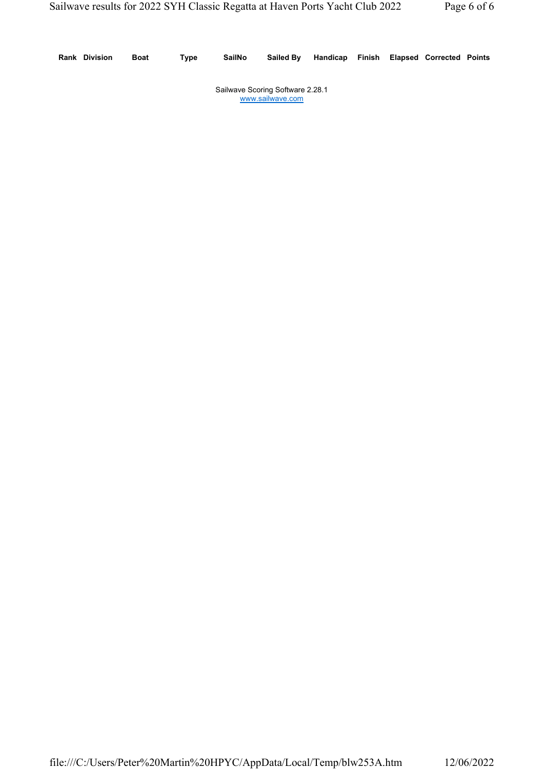| Rank | Division | Boat | Type | SailNo | Sailed By | Handicap | Finish | Elapsed | Corrected | Points |
|---|---|---|---|---|---|---|---|---|---|---|

Sailwave Scoring Software 2.28.1
www.sailwave.com